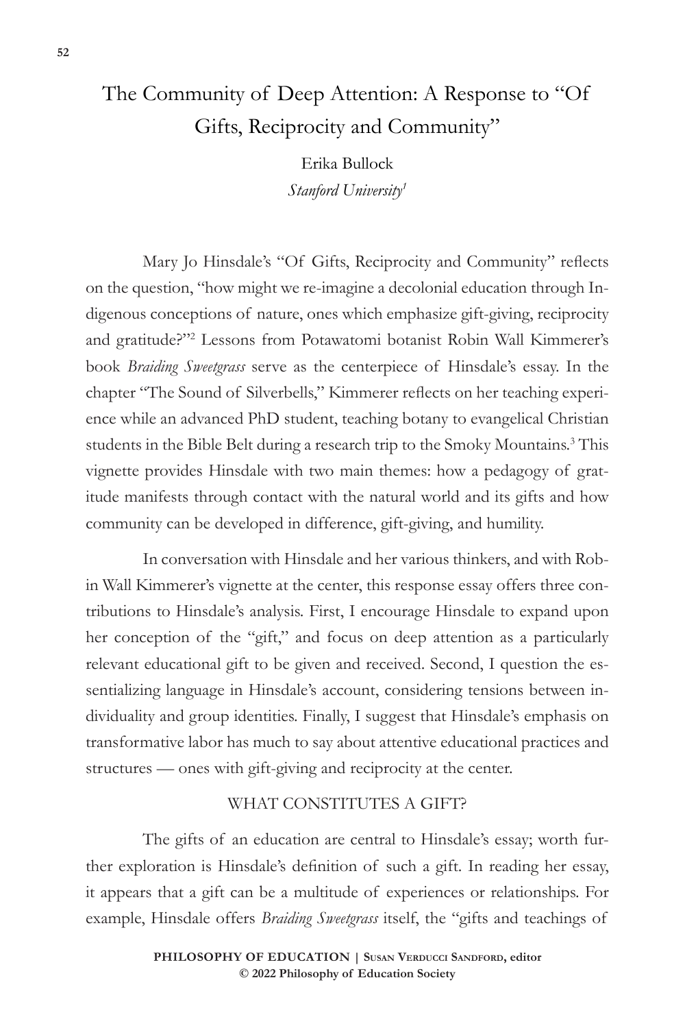# The Community of Deep Attention: A Response to "Of Gifts, Reciprocity and Community"

Erika Bullock

*Stanford University*[1]

Mary Jo Hinsdale's "Of Gifts, Reciprocity and Community" reflects on the question, "how might we re-imagine a decolonial education through Indigenous conceptions of nature, ones which emphasize gift-giving, reciprocity and gratitude?"[2] Lessons from Potawatomi botanist Robin Wall Kimmerer's book *Braiding Sweetgrass* serve as the centerpiece of Hinsdale's essay. In the chapter "The Sound of Silverbells," Kimmerer reflects on her teaching experience while an advanced PhD student, teaching botany to evangelical Christian students in the Bible Belt during a research trip to the Smoky Mountains.[3] This vignette provides Hinsdale with two main themes: how a pedagogy of gratitude manifests through contact with the natural world and its gifts and how community can be developed in difference, gift-giving, and humility.

In conversation with Hinsdale and her various thinkers, and with Robin Wall Kimmerer's vignette at the center, this response essay offers three contributions to Hinsdale's analysis. First, I encourage Hinsdale to expand upon her conception of the "gift," and focus on deep attention as a particularly relevant educational gift to be given and received. Second, I question the essentializing language in Hinsdale's account, considering tensions between individuality and group identities. Finally, I suggest that Hinsdale's emphasis on transformative labor has much to say about attentive educational practices and structures — ones with gift-giving and reciprocity at the center.

## WHAT CONSTITUTES A GIFT?

The gifts of an education are central to Hinsdale's essay; worth further exploration is Hinsdale's definition of such a gift. In reading her essay, it appears that a gift can be a multitude of experiences or relationships. For example, Hinsdale offers *Braiding Sweetgrass* itself, the "gifts and teachings of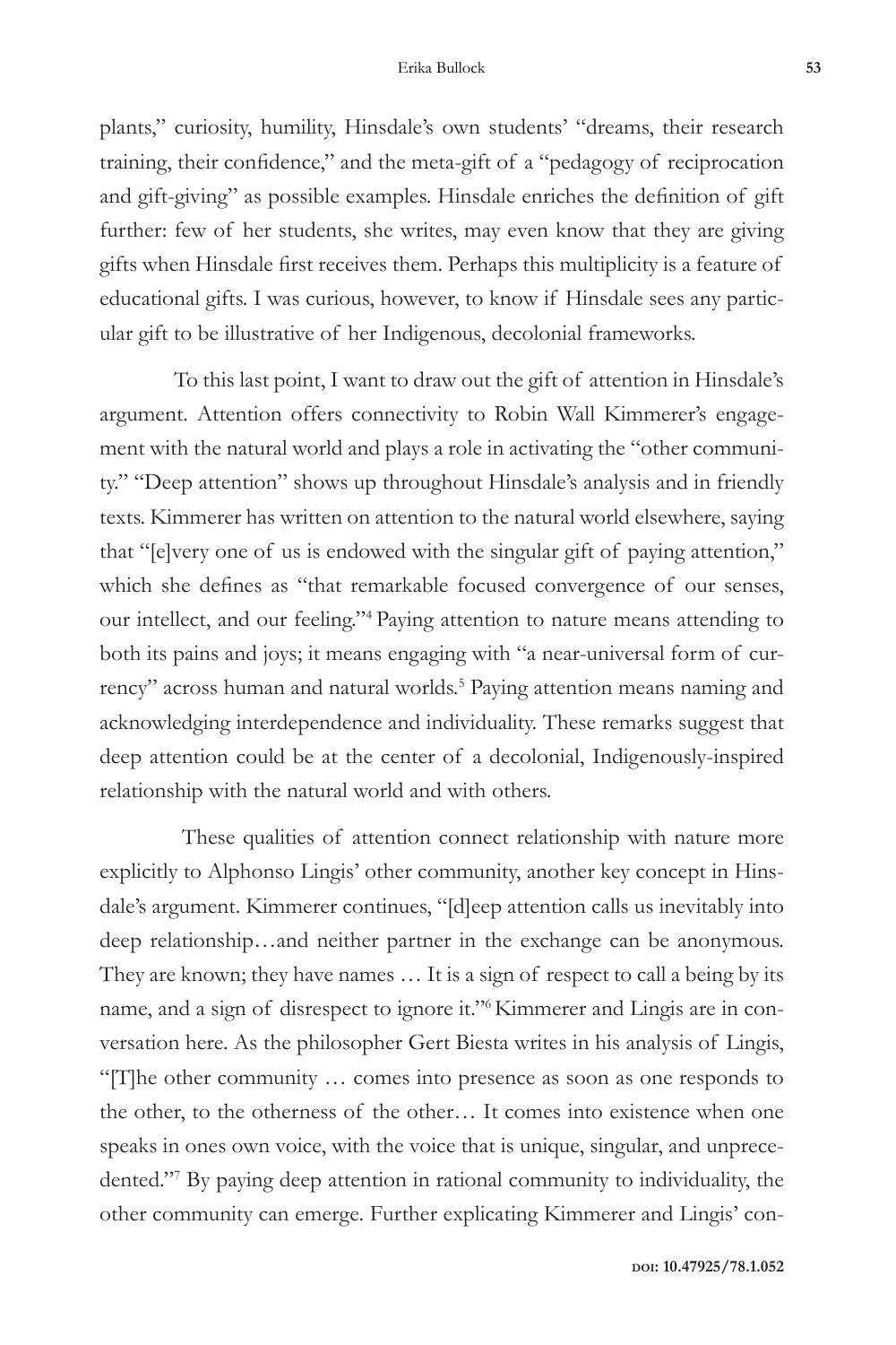plants," curiosity, humility, Hinsdale's own students' "dreams, their research training, their confidence," and the meta-gift of a "pedagogy of reciprocation and gift-giving" as possible examples. Hinsdale enriches the definition of gift further: few of her students, she writes, may even know that they are giving gifts when Hinsdale first receives them. Perhaps this multiplicity is a feature of educational gifts. I was curious, however, to know if Hinsdale sees any particular gift to be illustrative of her Indigenous, decolonial frameworks.

To this last point, I want to draw out the gift of attention in Hinsdale's argument. Attention offers connectivity to Robin Wall Kimmerer's engagement with the natural world and plays a role in activating the "other community." "Deep attention" shows up throughout Hinsdale's analysis and in friendly texts. Kimmerer has written on attention to the natural world elsewhere, saying that "[e]very one of us is endowed with the singular gift of paying attention," which she defines as "that remarkable focused convergence of our senses, our intellect, and our feeling."[4] Paying attention to nature means attending to both its pains and joys; it means engaging with "a near-universal form of currency" across human and natural worlds.[5] Paying attention means naming and acknowledging interdependence and individuality. These remarks suggest that deep attention could be at the center of a decolonial, Indigenously-inspired relationship with the natural world and with others.

These qualities of attention connect relationship with nature more explicitly to Alphonso Lingis' other community, another key concept in Hinsdale's argument. Kimmerer continues, "[d]eep attention calls us inevitably into deep relationship…and neither partner in the exchange can be anonymous. They are known; they have names … It is a sign of respect to call a being by its name, and a sign of disrespect to ignore it."[6] Kimmerer and Lingis are in conversation here. As the philosopher Gert Biesta writes in his analysis of Lingis, "[T]he other community … comes into presence as soon as one responds to the other, to the otherness of the other… It comes into existence when one speaks in ones own voice, with the voice that is unique, singular, and unprecedented."[7] By paying deep attention in rational community to individuality, the other community can emerge. Further explicating Kimmerer and Lingis' con-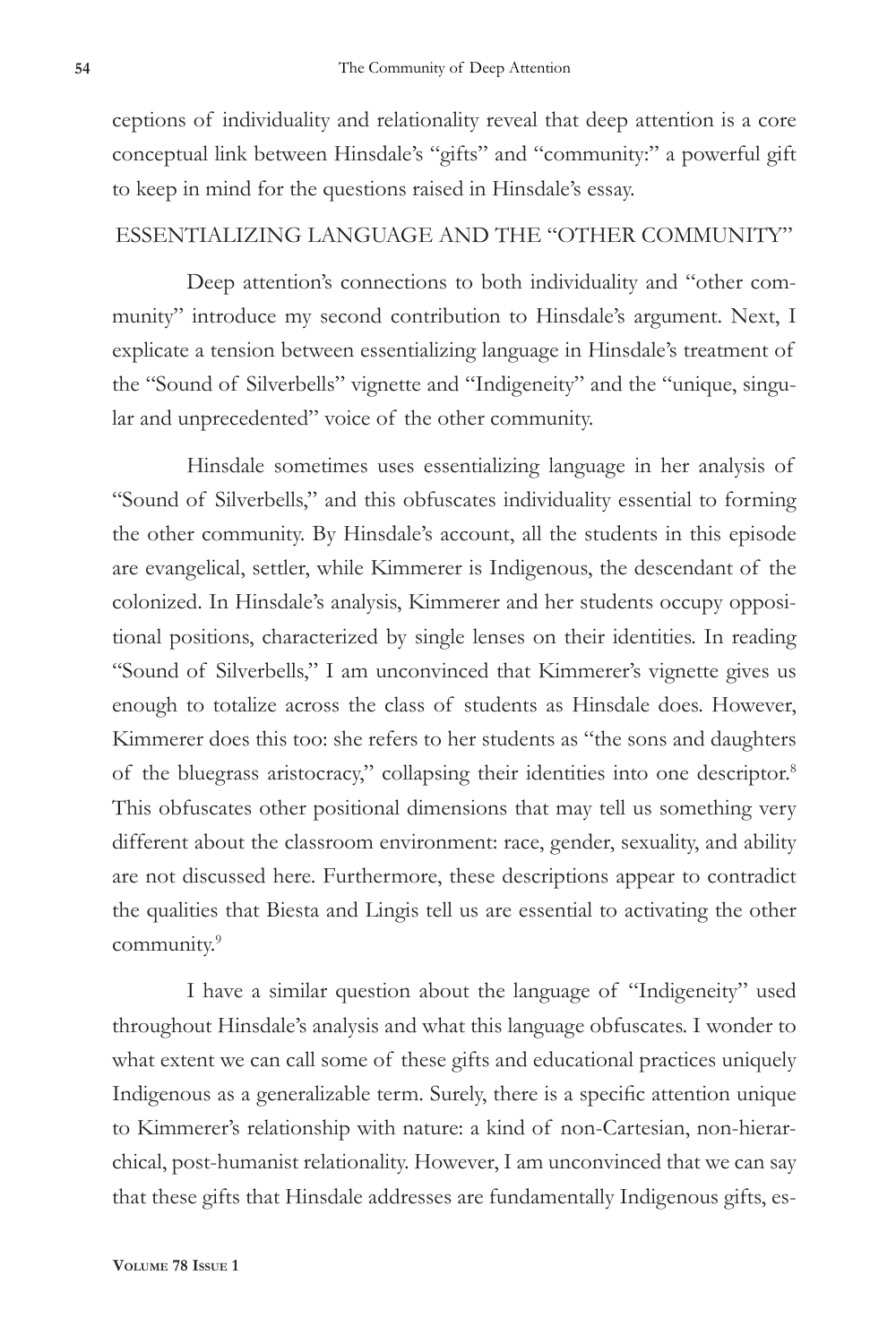ceptions of individuality and relationality reveal that deep attention is a core conceptual link between Hinsdale's "gifts" and "community:" a powerful gift to keep in mind for the questions raised in Hinsdale's essay.

## ESSENTIALIZING LANGUAGE AND THE "OTHER COMMUNITY"

Deep attention's connections to both individuality and "other community" introduce my second contribution to Hinsdale's argument. Next, I explicate a tension between essentializing language in Hinsdale's treatment of the "Sound of Silverbells" vignette and "Indigeneity" and the "unique, singular and unprecedented" voice of the other community.

Hinsdale sometimes uses essentializing language in her analysis of "Sound of Silverbells," and this obfuscates individuality essential to forming the other community. By Hinsdale's account, all the students in this episode are evangelical, settler, while Kimmerer is Indigenous, the descendant of the colonized. In Hinsdale's analysis, Kimmerer and her students occupy oppositional positions, characterized by single lenses on their identities. In reading "Sound of Silverbells," I am unconvinced that Kimmerer's vignette gives us enough to totalize across the class of students as Hinsdale does. However, Kimmerer does this too: she refers to her students as "the sons and daughters of the bluegrass aristocracy," collapsing their identities into one descriptor.[8] This obfuscates other positional dimensions that may tell us something very different about the classroom environment: race, gender, sexuality, and ability are not discussed here. Furthermore, these descriptions appear to contradict the qualities that Biesta and Lingis tell us are essential to activating the other community.[9]

I have a similar question about the language of "Indigeneity" used throughout Hinsdale's analysis and what this language obfuscates. I wonder to what extent we can call some of these gifts and educational practices uniquely Indigenous as a generalizable term. Surely, there is a specific attention unique to Kimmerer's relationship with nature: a kind of non-Cartesian, non-hierarchical, post-humanist relationality. However, I am unconvinced that we can say that these gifts that Hinsdale addresses are fundamentally Indigenous gifts, es-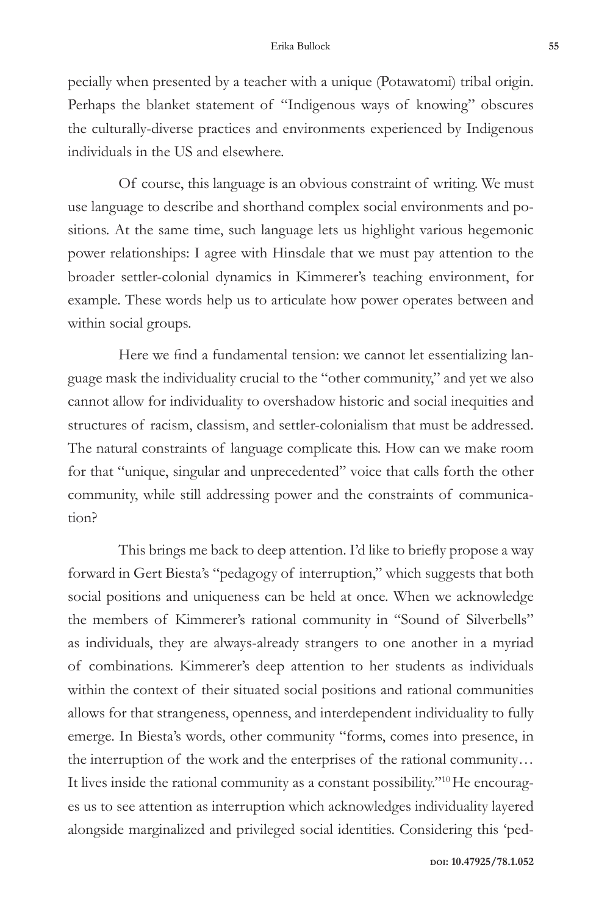pecially when presented by a teacher with a unique (Potawatomi) tribal origin. Perhaps the blanket statement of "Indigenous ways of knowing" obscures the culturally-diverse practices and environments experienced by Indigenous individuals in the US and elsewhere.

Of course, this language is an obvious constraint of writing. We must use language to describe and shorthand complex social environments and positions. At the same time, such language lets us highlight various hegemonic power relationships: I agree with Hinsdale that we must pay attention to the broader settler-colonial dynamics in Kimmerer's teaching environment, for example. These words help us to articulate how power operates between and within social groups.

Here we find a fundamental tension: we cannot let essentializing language mask the individuality crucial to the "other community," and yet we also cannot allow for individuality to overshadow historic and social inequities and structures of racism, classism, and settler-colonialism that must be addressed. The natural constraints of language complicate this. How can we make room for that "unique, singular and unprecedented" voice that calls forth the other community, while still addressing power and the constraints of communication?

This brings me back to deep attention. I'd like to briefly propose a way forward in Gert Biesta's "pedagogy of interruption," which suggests that both social positions and uniqueness can be held at once. When we acknowledge the members of Kimmerer's rational community in "Sound of Silverbells" as individuals, they are always-already strangers to one another in a myriad of combinations. Kimmerer's deep attention to her students as individuals within the context of their situated social positions and rational communities allows for that strangeness, openness, and interdependent individuality to fully emerge. In Biesta's words, other community "forms, comes into presence, in the interruption of the work and the enterprises of the rational community… It lives inside the rational community as a constant possibility."[10] He encourages us to see attention as interruption which acknowledges individuality layered alongside marginalized and privileged social identities. Considering this 'ped-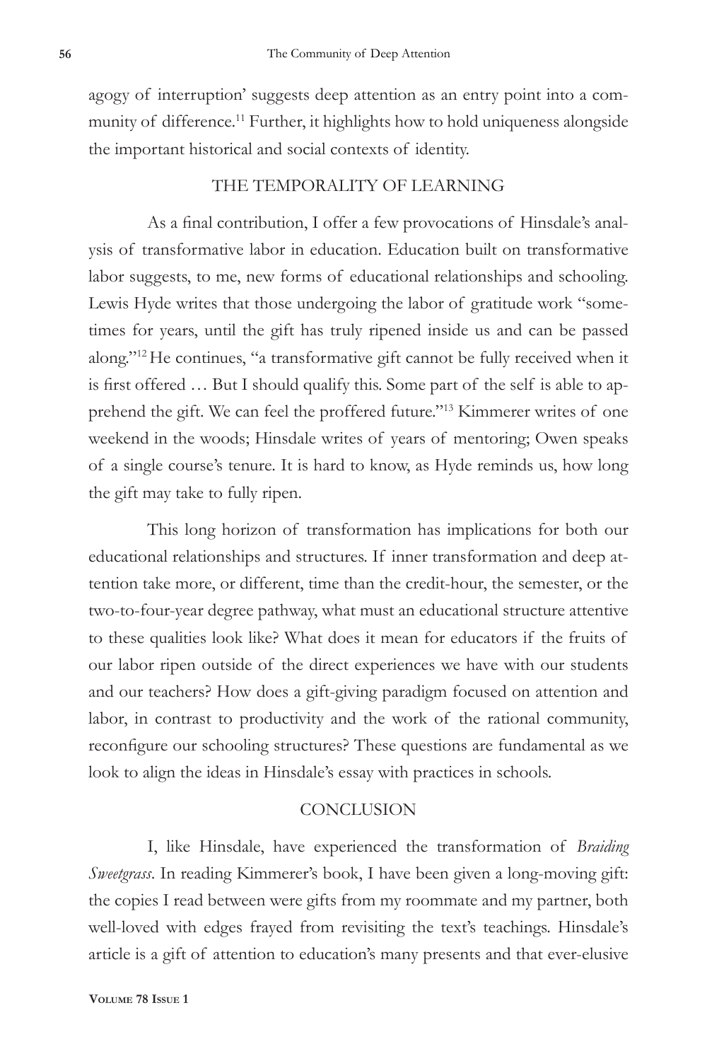agogy of interruption' suggests deep attention as an entry point into a community of difference.[11] Further, it highlights how to hold uniqueness alongside the important historical and social contexts of identity.

## THE TEMPORALITY OF LEARNING

As a final contribution, I offer a few provocations of Hinsdale's analysis of transformative labor in education. Education built on transformative labor suggests, to me, new forms of educational relationships and schooling. Lewis Hyde writes that those undergoing the labor of gratitude work "sometimes for years, until the gift has truly ripened inside us and can be passed along."[12] He continues, "a transformative gift cannot be fully received when it is first offered … But I should qualify this. Some part of the self is able to apprehend the gift. We can feel the proffered future."[13] Kimmerer writes of one weekend in the woods; Hinsdale writes of years of mentoring; Owen speaks of a single course's tenure. It is hard to know, as Hyde reminds us, how long the gift may take to fully ripen.

This long horizon of transformation has implications for both our educational relationships and structures. If inner transformation and deep attention take more, or different, time than the credit-hour, the semester, or the two-to-four-year degree pathway, what must an educational structure attentive to these qualities look like? What does it mean for educators if the fruits of our labor ripen outside of the direct experiences we have with our students and our teachers? How does a gift-giving paradigm focused on attention and labor, in contrast to productivity and the work of the rational community, reconfigure our schooling structures? These questions are fundamental as we look to align the ideas in Hinsdale's essay with practices in schools.

## CONCLUSION

I, like Hinsdale, have experienced the transformation of *Braiding Sweetgrass*. In reading Kimmerer's book, I have been given a long-moving gift: the copies I read between were gifts from my roommate and my partner, both well-loved with edges frayed from revisiting the text's teachings. Hinsdale's article is a gift of attention to education's many presents and that ever-elusive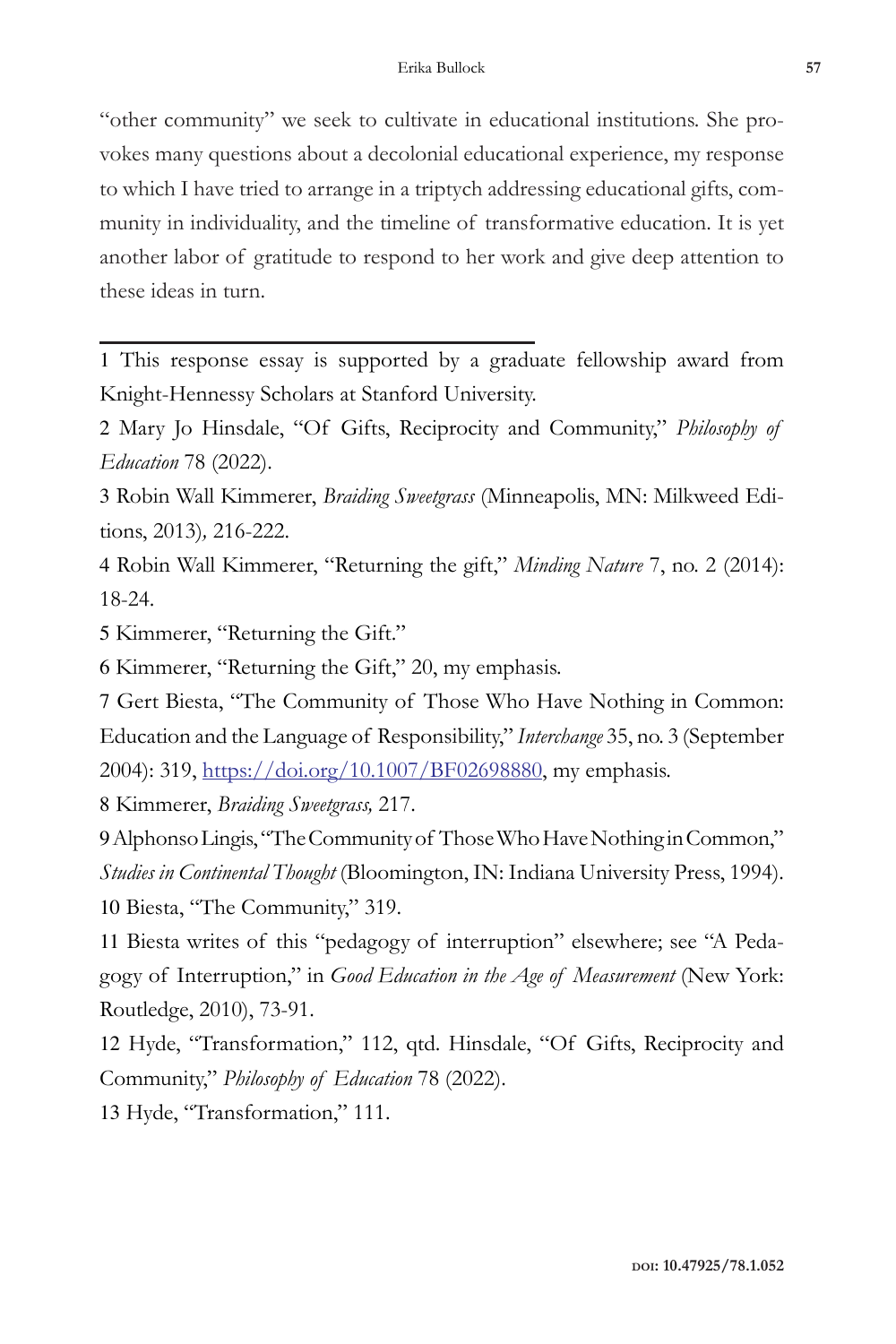"other community" we seek to cultivate in educational institutions. She provokes many questions about a decolonial educational experience, my response to which I have tried to arrange in a triptych addressing educational gifts, community in individuality, and the timeline of transformative education. It is yet another labor of gratitude to respond to her work and give deep attention to these ideas in turn.

---

1 This response essay is supported by a graduate fellowship award from Knight-Hennessy Scholars at Stanford University.

2 Mary Jo Hinsdale, "Of Gifts, Reciprocity and Community," *Philosophy of Education* 78 (2022).

3 Robin Wall Kimmerer, *Braiding Sweetgrass* (Minneapolis, MN: Milkweed Editions, 2013), 216-222.

4 Robin Wall Kimmerer, "Returning the gift," *Minding Nature* 7, no. 2 (2014): 18-24.

5 Kimmerer, "Returning the Gift."

6 Kimmerer, "Returning the Gift," 20, my emphasis.

7 Gert Biesta, "The Community of Those Who Have Nothing in Common: Education and the Language of Responsibility," *Interchange* 35, no. 3 (September 2004): 319, https://doi.org/10.1007/BF02698880, my emphasis.

8 Kimmerer, *Braiding Sweetgrass,* 217.

9 Alphonso Lingis, "The Community of Those Who Have Nothing in Common," *Studies in Continental Thought* (Bloomington, IN: Indiana University Press, 1994).

10 Biesta, "The Community," 319.

11 Biesta writes of this "pedagogy of interruption" elsewhere; see "A Pedagogy of Interruption," in *Good Education in the Age of Measurement* (New York: Routledge, 2010), 73-91.

12 Hyde, "Transformation," 112, qtd. Hinsdale, "Of Gifts, Reciprocity and Community," *Philosophy of Education* 78 (2022).

13 Hyde, "Transformation," 111.